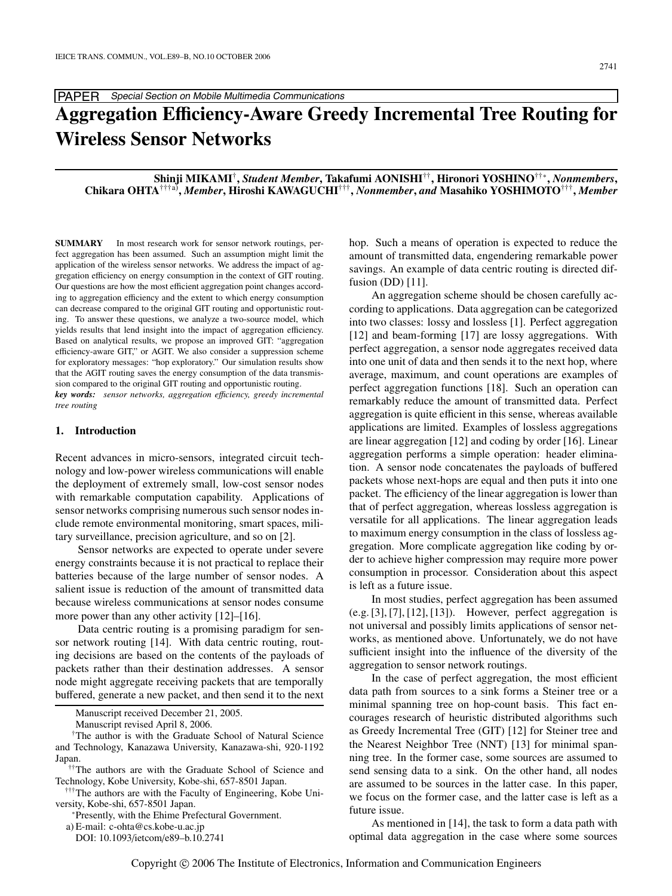PAPER *Special Section on Mobile Multimedia Communications*

# Aggregation Efficiency-Aware Greedy Incremental Tree Routing for Wireless Sensor Networks

**Shinji MIKAMI**[†], *Student Member*, **Takafumi AONISHI**[††], **Hironori YOSHINO**[††*], *Nonmembers*, **Chikara OHTA**[†††a)], *Member*, **Hiroshi KAWAGUCHI**[†††], *Nonmember*, *and* **Masahiko YOSHIMOTO**[†††], *Member*

**SUMMARY** In most research work for sensor network routings, perfect aggregation has been assumed. Such an assumption might limit the application of the wireless sensor networks. We address the impact of aggregation efficiency on energy consumption in the context of GIT routing. Our questions are how the most efficient aggregation point changes according to aggregation efficiency and the extent to which energy consumption can decrease compared to the original GIT routing and opportunistic routing. To answer these questions, we analyze a two-source model, which yields results that lend insight into the impact of aggregation efficiency. Based on analytical results, we propose an improved GIT: "aggregation efficiency-aware GIT," or AGIT. We also consider a suppression scheme for exploratory messages: "hop exploratory." Our simulation results show that the AGIT routing saves the energy consumption of the data transmission compared to the original GIT routing and opportunistic routing.

***key words:*** *sensor networks, aggregation efficiency, greedy incremental tree routing*

## 1. Introduction

Recent advances in micro-sensors, integrated circuit technology and low-power wireless communications will enable the deployment of extremely small, low-cost sensor nodes with remarkable computation capability. Applications of sensor networks comprising numerous such sensor nodes include remote environmental monitoring, smart spaces, military surveillance, precision agriculture, and so on [2].

Sensor networks are expected to operate under severe energy constraints because it is not practical to replace their batteries because of the large number of sensor nodes. A salient issue is reduction of the amount of transmitted data because wireless communications at sensor nodes consume more power than any other activity [12]–[16].

Data centric routing is a promising paradigm for sensor network routing [14]. With data centric routing, routing decisions are based on the contents of the payloads of packets rather than their destination addresses. A sensor node might aggregate receiving packets that are temporally buffered, generate a new packet, and then send it to the next hop. Such a means of operation is expected to reduce the amount of transmitted data, engendering remarkable power savings. An example of data centric routing is directed diffusion (DD) [11].

An aggregation scheme should be chosen carefully according to applications. Data aggregation can be categorized into two classes: lossy and lossless [1]. Perfect aggregation [12] and beam-forming [17] are lossy aggregations. With perfect aggregation, a sensor node aggregates received data into one unit of data and then sends it to the next hop, where average, maximum, and count operations are examples of perfect aggregation functions [18]. Such an operation can remarkably reduce the amount of transmitted data. Perfect aggregation is quite efficient in this sense, whereas available applications are limited. Examples of lossless aggregations are linear aggregation [12] and coding by order [16]. Linear aggregation performs a simple operation: header elimination. A sensor node concatenates the payloads of buffered packets whose next-hops are equal and then puts it into one packet. The efficiency of the linear aggregation is lower than that of perfect aggregation, whereas lossless aggregation is versatile for all applications. The linear aggregation leads to maximum energy consumption in the class of lossless aggregation. More complicate aggregation like coding by order to achieve higher compression may require more power consumption in processor. Consideration about this aspect is left as a future issue.

In most studies, perfect aggregation has been assumed (e.g. [3], [7], [12], [13]). However, perfect aggregation is not universal and possibly limits applications of sensor networks, as mentioned above. Unfortunately, we do not have sufficient insight into the influence of the diversity of the aggregation to sensor network routings.

In the case of perfect aggregation, the most efficient data path from sources to a sink forms a Steiner tree or a minimal spanning tree on hop-count basis. This fact encourages research of heuristic distributed algorithms such as Greedy Incremental Tree (GIT) [12] for Steiner tree and the Nearest Neighbor Tree (NNT) [13] for minimal spanning tree. In the former case, some sources are assumed to send sensing data to a sink. On the other hand, all nodes are assumed to be sources in the latter case. In this paper, we focus on the former case, and the latter case is left as a future issue.

As mentioned in [14], the task to form a data path with optimal data aggregation in the case where some sources

Manuscript received December 21, 2005.

Manuscript revised April 8, 2006.

[†]The author is with the Graduate School of Natural Science and Technology, Kanazawa University, Kanazawa-shi, 920-1192 Japan.

[††]The authors are with the Graduate School of Science and Technology, Kobe University, Kobe-shi, 657-8501 Japan.

[†††]The authors are with the Faculty of Engineering, Kobe University, Kobe-shi, 657-8501 Japan.

[*]Presently, with the Ehime Prefectural Government.

a) E-mail: c-ohta@cs.kobe-u.ac.jp

DOI: 10.1093/ietcom/e89–b.10.2741

Copyright © 2006 The Institute of Electronics, Information and Communication Engineers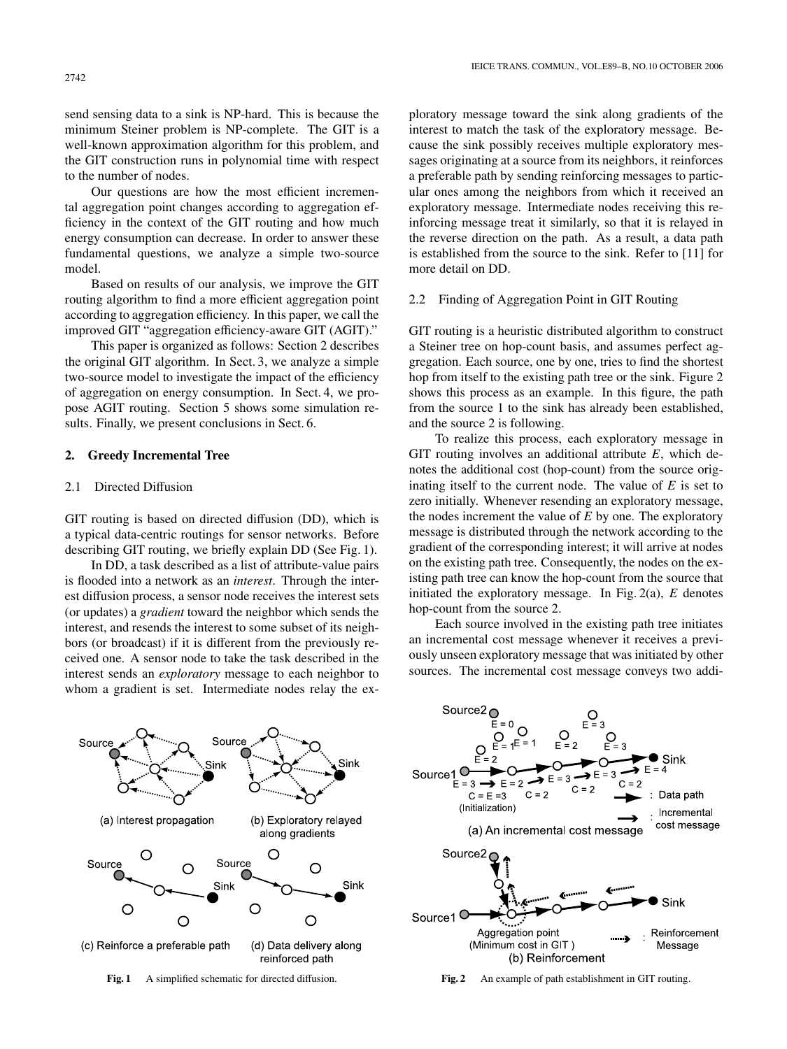send sensing data to a sink is NP-hard. This is because the minimum Steiner problem is NP-complete. The GIT is a well-known approximation algorithm for this problem, and the GIT construction runs in polynomial time with respect to the number of nodes.

Our questions are how the most efficient incremental aggregation point changes according to aggregation efficiency in the context of the GIT routing and how much energy consumption can decrease. In order to answer these fundamental questions, we analyze a simple two-source model.

Based on results of our analysis, we improve the GIT routing algorithm to find a more efficient aggregation point according to aggregation efficiency. In this paper, we call the improved GIT "aggregation efficiency-aware GIT (AGIT)."

This paper is organized as follows: Section 2 describes the original GIT algorithm. In Sect. 3, we analyze a simple two-source model to investigate the impact of the efficiency of aggregation on energy consumption. In Sect. 4, we propose AGIT routing. Section 5 shows some simulation results. Finally, we present conclusions in Sect. 6.

## 2. Greedy Incremental Tree

### 2.1 Directed Diffusion

GIT routing is based on directed diffusion (DD), which is a typical data-centric routings for sensor networks. Before describing GIT routing, we briefly explain DD (See Fig. 1).

In DD, a task described as a list of attribute-value pairs is flooded into a network as an *interest*. Through the interest diffusion process, a sensor node receives the interest sets (or updates) a *gradient* toward the neighbor which sends the interest, and resends the interest to some subset of its neighbors (or broadcast) if it is different from the previously received one. A sensor node to take the task described in the interest sends an *exploratory* message to each neighbor to whom a gradient is set. Intermediate nodes relay the exploratory message toward the sink along gradients of the interest to match the task of the exploratory message. Because the sink possibly receives multiple exploratory messages originating at a source from its neighbors, it reinforces a preferable path by sending reinforcing messages to particular ones among the neighbors from which it received an exploratory message. Intermediate nodes receiving this reinforcing message treat it similarly, so that it is relayed in the reverse direction on the path. As a result, a data path is established from the source to the sink. Refer to [11] for more detail on DD.

Fig. 1 A simplified schematic for directed diffusion.

### 2.2 Finding of Aggregation Point in GIT Routing

GIT routing is a heuristic distributed algorithm to construct a Steiner tree on hop-count basis, and assumes perfect aggregation. Each source, one by one, tries to find the shortest hop from itself to the existing path tree or the sink. Figure 2 shows this process as an example. In this figure, the path from the source 1 to the sink has already been established, and the source 2 is following.

To realize this process, each exploratory message in GIT routing involves an additional attribute $E$, which denotes the additional cost (hop-count) from the source originating itself to the current node. The value of $E$ is set to zero initially. Whenever resending an exploratory message, the nodes increment the value of $E$ by one. The exploratory message is distributed through the network according to the gradient of the corresponding interest; it will arrive at nodes on the existing path tree. Consequently, the nodes on the existing path tree can know the hop-count from the source that initiated the exploratory message. In Fig. 2(a), $E$ denotes hop-count from the source 2.

Each source involved in the existing path tree initiates an incremental cost message whenever it receives a previously unseen exploratory message that was initiated by other sources. The incremental cost message conveys two addi-

Fig. 2 An example of path establishment in GIT routing.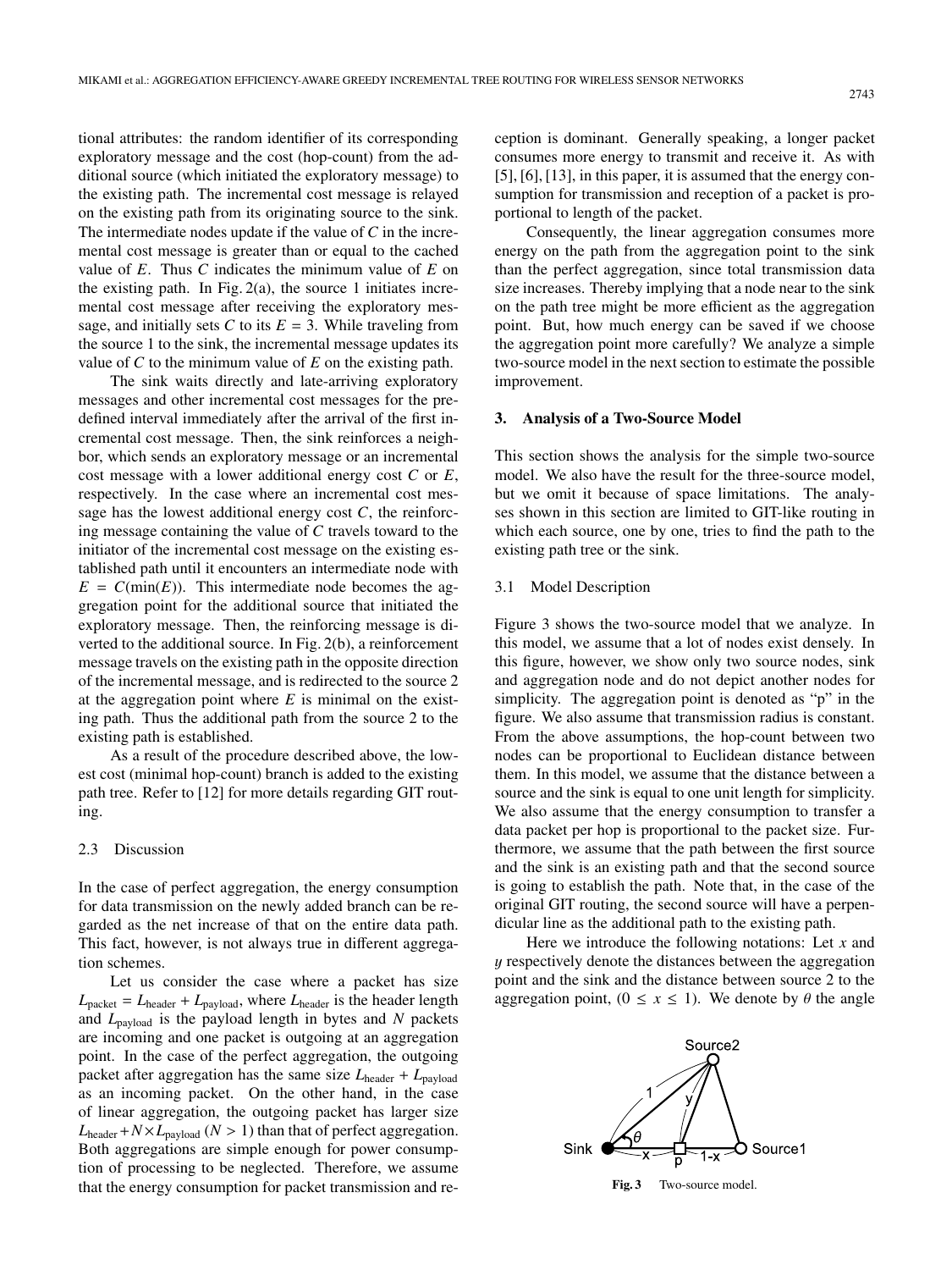tional attributes: the random identifier of its corresponding exploratory message and the cost (hop-count) from the additional source (which initiated the exploratory message) to the existing path. The incremental cost message is relayed on the existing path from its originating source to the sink. The intermediate nodes update if the value of $C$ in the incremental cost message is greater than or equal to the cached value of $E$. Thus $C$ indicates the minimum value of $E$ on the existing path. In Fig. 2(a), the source 1 initiates incremental cost message after receiving the exploratory message, and initially sets $C$ to its $E = 3$. While traveling from the source 1 to the sink, the incremental message updates its value of $C$ to the minimum value of $E$ on the existing path.

The sink waits directly and late-arriving exploratory messages and other incremental cost messages for the predefined interval immediately after the arrival of the first incremental cost message. Then, the sink reinforces a neighbor, which sends an exploratory message or an incremental cost message with a lower additional energy cost $C$ or $E$, respectively. In the case where an incremental cost message has the lowest additional energy cost $C$, the reinforcing message containing the value of $C$ travels toward to the initiator of the incremental cost message on the existing established path until it encounters an intermediate node with $E = C(\min(E))$. This intermediate node becomes the aggregation point for the additional source that initiated the exploratory message. Then, the reinforcing message is diverted to the additional source. In Fig. 2(b), a reinforcement message travels on the existing path in the opposite direction of the incremental message, and is redirected to the source 2 at the aggregation point where $E$ is minimal on the existing path. Thus the additional path from the source 2 to the existing path is established.

As a result of the procedure described above, the lowest cost (minimal hop-count) branch is added to the existing path tree. Refer to [12] for more details regarding GIT routing.

### 2.3 Discussion

In the case of perfect aggregation, the energy consumption for data transmission on the newly added branch can be regarded as the net increase of that on the entire data path. This fact, however, is not always true in different aggregation schemes.

Let us consider the case where a packet has size $L_{\text{packet}} = L_{\text{header}} + L_{\text{payload}}$, where $L_{\text{header}}$ is the header length and $L_{\text{payload}}$ is the payload length in bytes and $N$ packets are incoming and one packet is outgoing at an aggregation point. In the case of the perfect aggregation, the outgoing packet after aggregation has the same size $L_{\text{header}} + L_{\text{payload}}$ as an incoming packet. On the other hand, in the case of linear aggregation, the outgoing packet has larger size $L_{\text{header}} + N \times L_{\text{payload}}$ $(N > 1)$ than that of perfect aggregation. Both aggregations are simple enough for power consumption of processing to be neglected. Therefore, we assume that the energy consumption for packet transmission and reception is dominant. Generally speaking, a longer packet consumes more energy to transmit and receive it. As with [5], [6], [13], in this paper, it is assumed that the energy consumption for transmission and reception of a packet is proportional to length of the packet.

Consequently, the linear aggregation consumes more energy on the path from the aggregation point to the sink than the perfect aggregation, since total transmission data size increases. Thereby implying that a node near to the sink on the path tree might be more efficient as the aggregation point. But, how much energy can be saved if we choose the aggregation point more carefully? We analyze a simple two-source model in the next section to estimate the possible improvement.

## 3. Analysis of a Two-Source Model

This section shows the analysis for the simple two-source model. We also have the result for the three-source model, but we omit it because of space limitations. The analyses shown in this section are limited to GIT-like routing in which each source, one by one, tries to find the path to the existing path tree or the sink.

### 3.1 Model Description

Figure 3 shows the two-source model that we analyze. In this model, we assume that a lot of nodes exist densely. In this figure, however, we show only two source nodes, sink and aggregation node and do not depict another nodes for simplicity. The aggregation point is denoted as "p" in the figure. We also assume that transmission radius is constant. From the above assumptions, the hop-count between two nodes can be proportional to Euclidean distance between them. In this model, we assume that the distance between a source and the sink is equal to one unit length for simplicity. We also assume that the energy consumption to transfer a data packet per hop is proportional to the packet size. Furthermore, we assume that the path between the first source and the sink is an existing path and that the second source is going to establish the path. Note that, in the case of the original GIT routing, the second source will have a perpendicular line as the additional path to the existing path.

Here we introduce the following notations: Let $x$ and $y$ respectively denote the distances between the aggregation point and the sink and the distance between source 2 to the aggregation point, $(0 \leq x \leq 1)$. We denote by $\theta$ the angle

**Fig. 3** Two-source model.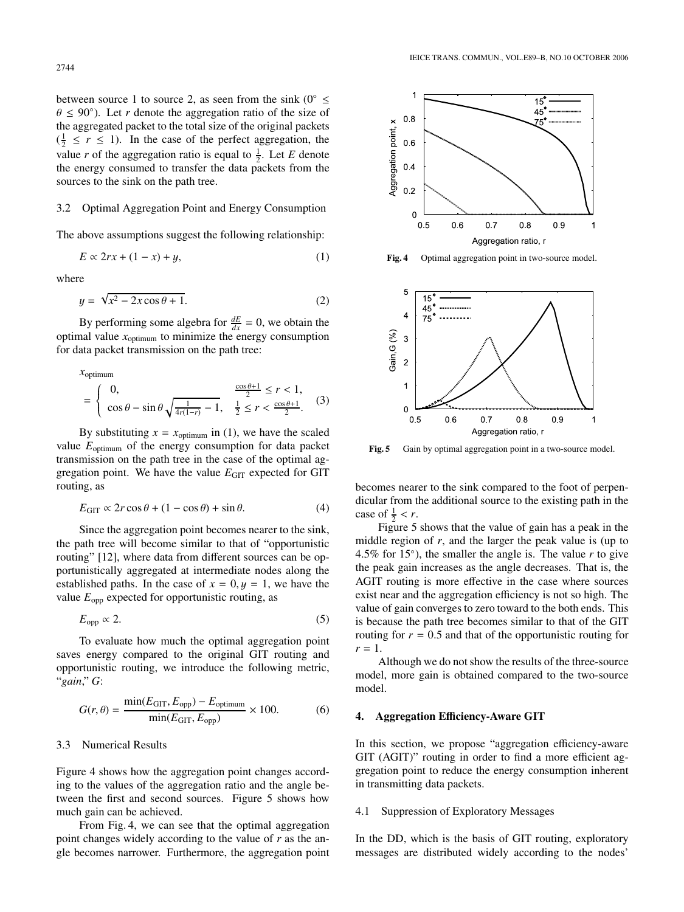between source 1 to source 2, as seen from the sink ($0^\circ \leq \theta \leq 90^\circ$). Let $r$ denote the aggregation ratio of the size of the aggregated packet to the total size of the original packets ($\frac{1}{2} \leq r \leq 1$). In the case of the perfect aggregation, the value $r$ of the aggregation ratio is equal to $\frac{1}{2}$. Let $E$ denote the energy consumed to transfer the data packets from the sources to the sink on the path tree.

### 3.2 Optimal Aggregation Point and Energy Consumption

The above assumptions suggest the following relationship:

$$E \propto 2rx + (1 - x) + y, \tag{1}$$

where

$$y = \sqrt{x^2 - 2x\cos\theta + 1}. \tag{2}$$

By performing some algebra for $\frac{dE}{dx} = 0$, we obtain the optimal value $x_{\text{optimum}}$ to minimize the energy consumption for data packet transmission on the path tree:

$$x_{\text{optimum}} = \begin{cases} 0, & \frac{\cos\theta + 1}{2} \leq r < 1, \\ \cos\theta - \sin\theta\sqrt{\frac{1}{4r(1-r)} - 1}, & \frac{1}{2} \leq r < \frac{\cos\theta+1}{2}. \end{cases} \tag{3}$$

By substituting $x = x_{\text{optimum}}$ in (1), we have the scaled value $E_{\text{optimum}}$ of the energy consumption for data packet transmission on the path tree in the case of the optimal aggregation point. We have the value $E_{\text{GIT}}$ expected for GIT routing, as

$$E_{\text{GIT}} \propto 2r\cos\theta + (1 - \cos\theta) + \sin\theta. \tag{4}$$

Since the aggregation point becomes nearer to the sink, the path tree will become similar to that of "opportunistic routing" [12], where data from different sources can be opportunistically aggregated at intermediate nodes along the established paths. In the case of $x = 0, y = 1$, we have the value $E_{\text{opp}}$ expected for opportunistic routing, as

$$E_{\text{opp}} \propto 2. \tag{5}$$

To evaluate how much the optimal aggregation point saves energy compared to the original GIT routing and opportunistic routing, we introduce the following metric, "*gain*," $G$:

$$G(r, \theta) = \frac{\min(E_{\text{GIT}}, E_{\text{opp}}) - E_{\text{optimum}}}{\min(E_{\text{GIT}}, E_{\text{opp}})} \times 100. \tag{6}$$

### 3.3 Numerical Results

Figure 4 shows how the aggregation point changes according to the values of the aggregation ratio and the angle between the first and second sources. Figure 5 shows how much gain can be achieved.

From Fig. 4, we can see that the optimal aggregation point changes widely according to the value of $r$ as the angle becomes narrower. Furthermore, the aggregation point becomes nearer to the sink compared to the foot of perpendicular from the additional source to the existing path in the case of $\frac{1}{2} < r$.

**Fig. 4** Optimal aggregation point in two-source model.

**Fig. 5** Gain by optimal aggregation point in a two-source model.

Figure 5 shows that the value of gain has a peak in the middle region of $r$, and the larger the peak value is (up to 4.5% for 15°), the smaller the angle is. The value $r$ to give the peak gain increases as the angle decreases. That is, the AGIT routing is more effective in the case where sources exist near and the aggregation efficiency is not so high. The value of gain converges to zero toward to the both ends. This is because the path tree becomes similar to that of the GIT routing for $r = 0.5$ and that of the opportunistic routing for $r = 1$.

Although we do not show the results of the three-source model, more gain is obtained compared to the two-source model.

## 4. Aggregation Efficiency-Aware GIT

In this section, we propose "aggregation efficiency-aware GIT (AGIT)" routing in order to find a more efficient aggregation point to reduce the energy consumption inherent in transmitting data packets.

### 4.1 Suppression of Exploratory Messages

In the DD, which is the basis of GIT routing, exploratory messages are distributed widely according to the nodes'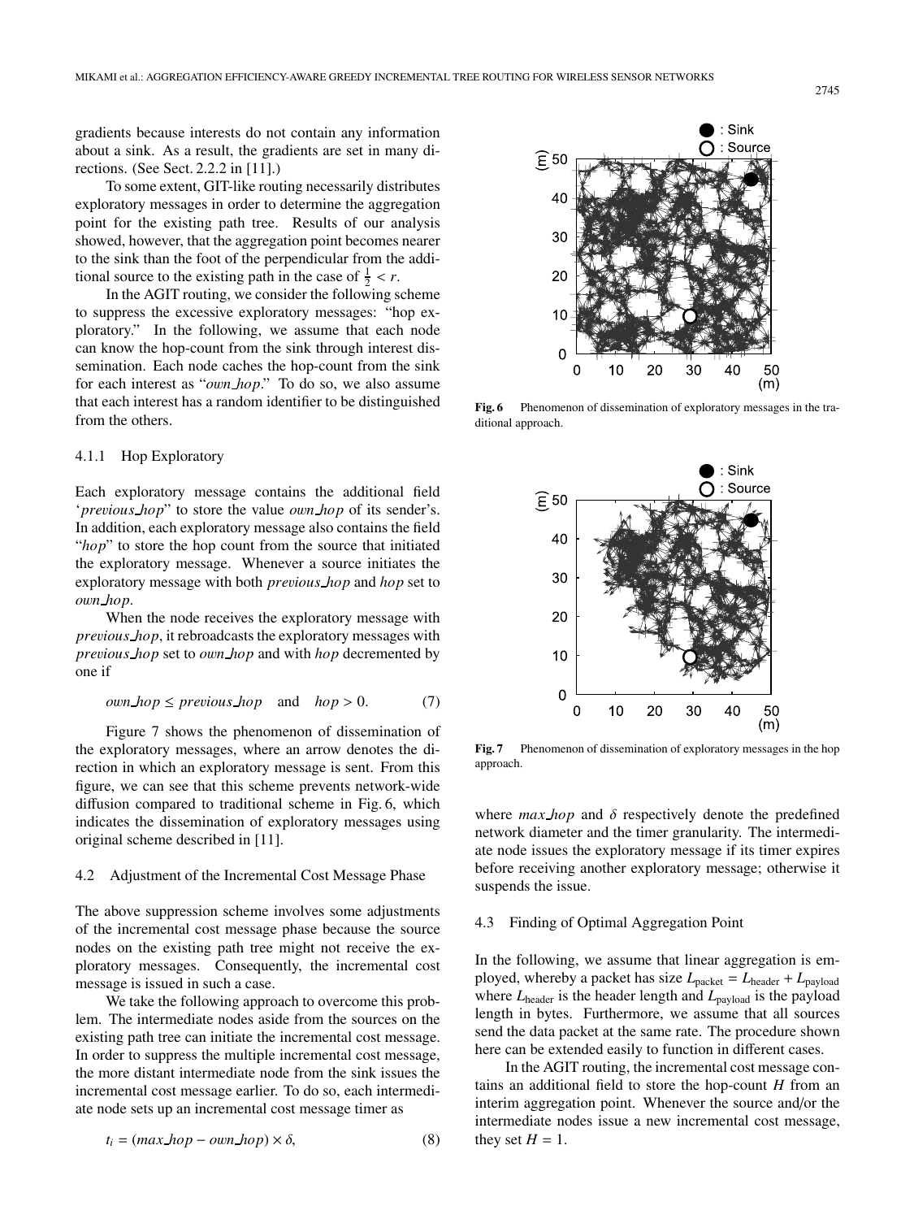gradients because interests do not contain any information about a sink. As a result, the gradients are set in many directions. (See Sect. 2.2.2 in [11].)

To some extent, GIT-like routing necessarily distributes exploratory messages in order to determine the aggregation point for the existing path tree. Results of our analysis showed, however, that the aggregation point becomes nearer to the sink than the foot of the perpendicular from the additional source to the existing path in the case of $\frac{1}{2} < r$.

In the AGIT routing, we consider the following scheme to suppress the excessive exploratory messages: "hop exploratory." In the following, we assume that each node can know the hop-count from the sink through interest dissemination. Each node caches the hop-count from the sink for each interest as "*own_hop*." To do so, we also assume that each interest has a random identifier to be distinguished from the others.

#### 4.1.1 Hop Exploratory

Each exploratory message contains the additional field '*previous_hop*' to store the value *own_hop* of its sender's. In addition, each exploratory message also contains the field "*hop*" to store the hop count from the source that initiated the exploratory message. Whenever a source initiates the exploratory message with both *previous_hop* and *hop* set to *own_hop*.

When the node receives the exploratory message with *previous_hop*, it rebroadcasts the exploratory messages with *previous_hop* set to *own_hop* and with *hop* decremented by one if

$$own\_hop \leq previous\_hop \quad \text{and} \quad hop > 0. \tag{7}$$

Figure 7 shows the phenomenon of dissemination of the exploratory messages, where an arrow denotes the direction in which an exploratory message is sent. From this figure, we can see that this scheme prevents network-wide diffusion compared to traditional scheme in Fig. 6, which indicates the dissemination of exploratory messages using original scheme described in [11].

Fig. 6 Phenomenon of dissemination of exploratory messages in the traditional approach.

Fig. 7 Phenomenon of dissemination of exploratory messages in the hop approach.

### 4.2 Adjustment of the Incremental Cost Message Phase

The above suppression scheme involves some adjustments of the incremental cost message phase because the source nodes on the existing path tree might not receive the exploratory messages. Consequently, the incremental cost message is issued in such a case.

We take the following approach to overcome this problem. The intermediate nodes aside from the sources on the existing path tree can initiate the incremental cost message. In order to suppress the multiple incremental cost message, the more distant intermediate node from the sink issues the incremental cost message earlier. To do so, each intermediate node sets up an incremental cost message timer as

$$t_i = (max\_hop - own\_hop) \times \delta, \tag{8}$$

where *max_hop* and $\delta$ respectively denote the predefined network diameter and the timer granularity. The intermediate node issues the exploratory message if its timer expires before receiving another exploratory message; otherwise it suspends the issue.

### 4.3 Finding of Optimal Aggregation Point

In the following, we assume that linear aggregation is employed, whereby a packet has size $L_{\text{packet}} = L_{\text{header}} + L_{\text{payload}}$ where $L_{\text{header}}$ is the header length and $L_{\text{payload}}$ is the payload length in bytes. Furthermore, we assume that all sources send the data packet at the same rate. The procedure shown here can be extended easily to function in different cases.

In the AGIT routing, the incremental cost message contains an additional field to store the hop-count $H$ from an interim aggregation point. Whenever the source and/or the intermediate nodes issue a new incremental cost message, they set $H = 1$.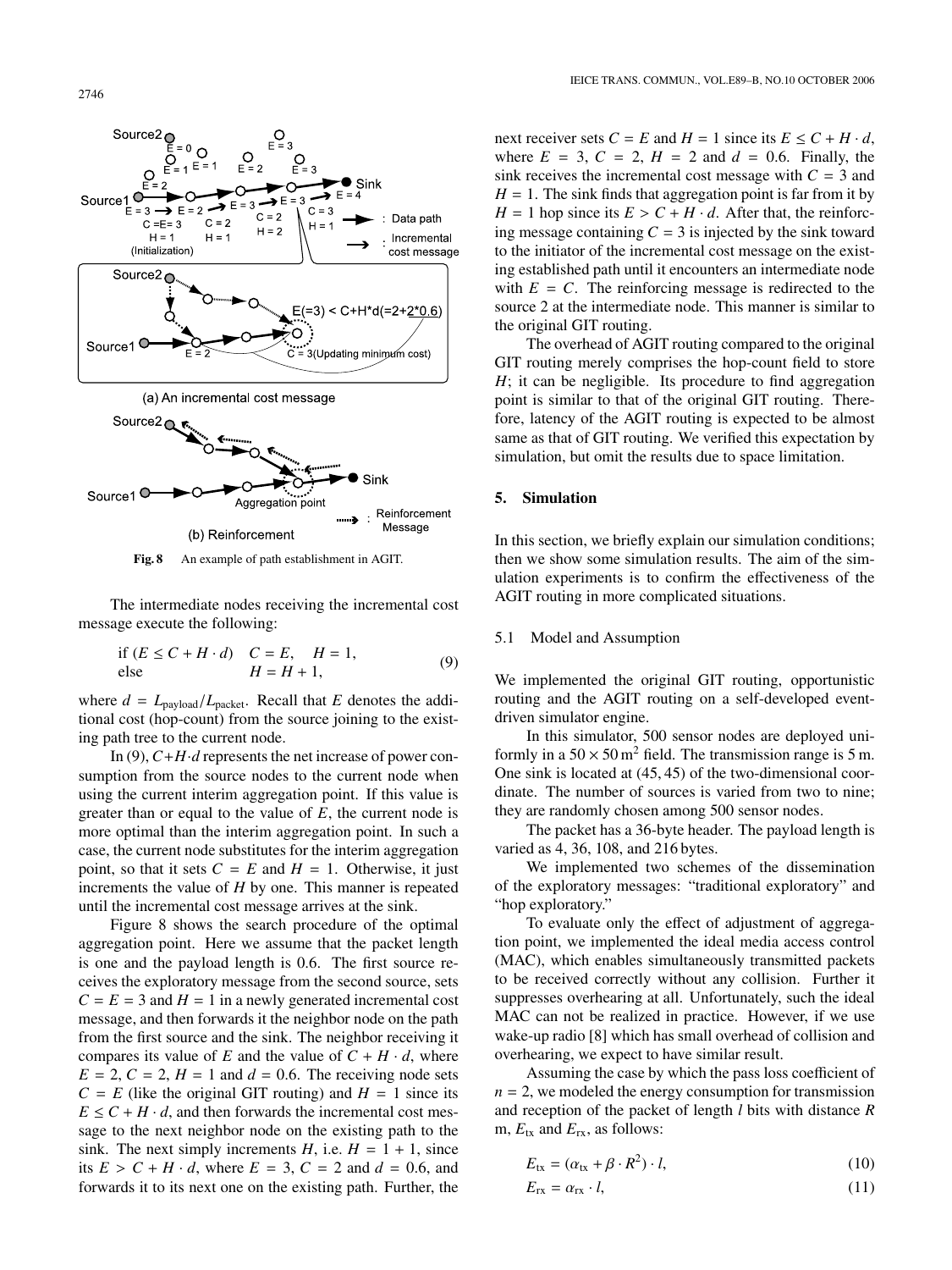Fig. 8    An example of path establishment in AGIT.

The intermediate nodes receiving the incremental cost message execute the following:

$$\begin{array}{lll} \text{if } (E \leq C + H \cdot d) & C = E, & H = 1, \\ \text{else} & & H = H + 1, \end{array} \tag{9}$$

where $d = L_{\text{payload}}/L_{\text{packet}}$. Recall that $E$ denotes the additional cost (hop-count) from the source joining to the existing path tree to the current node.

In (9), $C+H \cdot d$ represents the net increase of power consumption from the source nodes to the current node when using the current interim aggregation point. If this value is greater than or equal to the value of $E$, the current node is more optimal than the interim aggregation point. In such a case, the current node substitutes for the interim aggregation point, so that it sets $C = E$ and $H = 1$. Otherwise, it just increments the value of $H$ by one. This manner is repeated until the incremental cost message arrives at the sink.

Figure 8 shows the search procedure of the optimal aggregation point. Here we assume that the packet length is one and the payload length is 0.6. The first source receives the exploratory message from the second source, sets $C = E = 3$ and $H = 1$ in a newly generated incremental cost message, and then forwards it the neighbor node on the path from the first source and the sink. The neighbor receiving it compares its value of $E$ and the value of $C + H \cdot d$, where $E = 2$, $C = 2$, $H = 1$ and $d = 0.6$. The receiving node sets $C = E$ (like the original GIT routing) and $H = 1$ since its $E \leq C + H \cdot d$, and then forwards the incremental cost message to the next neighbor node on the existing path to the sink. The next simply increments $H$, i.e. $H = 1 + 1$, since its $E > C + H \cdot d$, where $E = 3$, $C = 2$ and $d = 0.6$, and forwards it to its next one on the existing path. Further, the next receiver sets $C = E$ and $H = 1$ since its $E \leq C + H \cdot d$, where $E = 3$, $C = 2$, $H = 2$ and $d = 0.6$. Finally, the sink receives the incremental cost message with $C = 3$ and $H = 1$. The sink finds that aggregation point is far from it by $H = 1$ hop since its $E > C + H \cdot d$. After that, the reinforcing message containing $C = 3$ is injected by the sink toward to the initiator of the incremental cost message on the existing established path until it encounters an intermediate node with $E = C$. The reinforcing message is redirected to the source 2 at the intermediate node. This manner is similar to the original GIT routing.

The overhead of AGIT routing compared to the original GIT routing merely comprises the hop-count field to store $H$; it can be negligible. Its procedure to find aggregation point is similar to that of the original GIT routing. Therefore, latency of the AGIT routing is expected to be almost same as that of GIT routing. We verified this expectation by simulation, but omit the results due to space limitation.

## 5. Simulation

In this section, we briefly explain our simulation conditions; then we show some simulation results. The aim of the simulation experiments is to confirm the effectiveness of the AGIT routing in more complicated situations.

### 5.1 Model and Assumption

We implemented the original GIT routing, opportunistic routing and the AGIT routing on a self-developed event-driven simulator engine.

In this simulator, 500 sensor nodes are deployed uniformly in a $50 \times 50\,\text{m}^2$ field. The transmission range is 5 m. One sink is located at (45, 45) of the two-dimensional coordinate. The number of sources is varied from two to nine; they are randomly chosen among 500 sensor nodes.

The packet has a 36-byte header. The payload length is varied as 4, 36, 108, and 216 bytes.

We implemented two schemes of the dissemination of the exploratory messages: "traditional exploratory" and "hop exploratory."

To evaluate only the effect of adjustment of aggregation point, we implemented the ideal media access control (MAC), which enables simultaneously transmitted packets to be received correctly without any collision. Further it suppresses overhearing at all. Unfortunately, such the ideal MAC can not be realized in practice. However, if we use wake-up radio [8] which has small overhead of collision and overhearing, we expect to have similar result.

Assuming the case by which the pass loss coefficient of $n = 2$, we modeled the energy consumption for transmission and reception of the packet of length $l$ bits with distance $R$ m, $E_{\text{tx}}$ and $E_{\text{rx}}$, as follows:

$$E_{\text{tx}} = (\alpha_{\text{tx}} + \beta \cdot R^2) \cdot l, \tag{10}$$

$$E_{\text{rx}} = \alpha_{\text{rx}} \cdot l, \tag{11}$$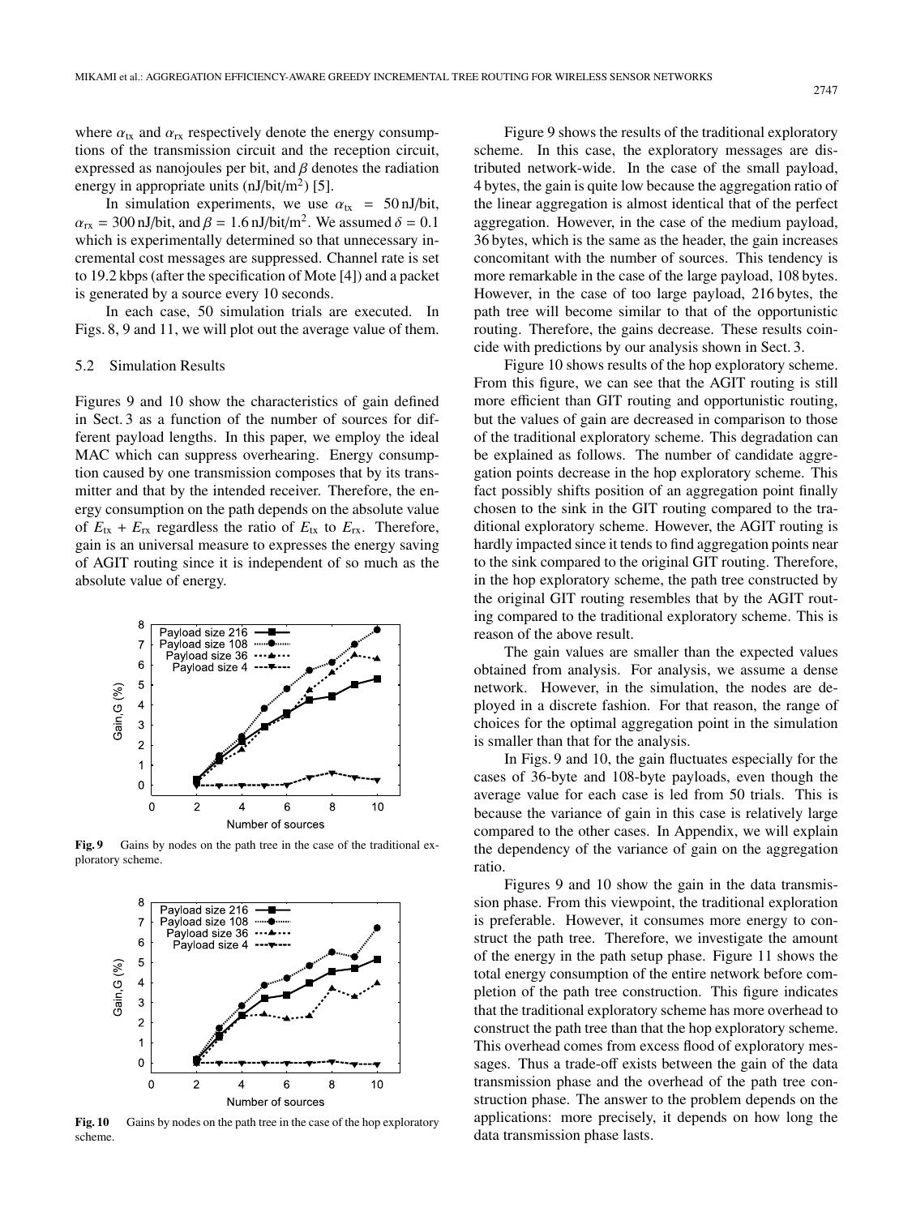where $\alpha_{tx}$ and $\alpha_{rx}$ respectively denote the energy consumptions of the transmission circuit and the reception circuit, expressed as nanojoules per bit, and $\beta$ denotes the radiation energy in appropriate units (nJ/bit/m$^2$) [5].

In simulation experiments, we use $\alpha_{tx} = 50$ nJ/bit, $\alpha_{rx} = 300$ nJ/bit, and $\beta = 1.6$ nJ/bit/m$^2$. We assumed $\delta = 0.1$ which is experimentally determined so that unnecessary incremental cost messages are suppressed. Channel rate is set to 19.2 kbps (after the specification of Mote [4]) and a packet is generated by a source every 10 seconds.

In each case, 50 simulation trials are executed. In Figs. 8, 9 and 11, we will plot out the average value of them.

### 5.2 Simulation Results

Figures 9 and 10 show the characteristics of gain defined in Sect. 3 as a function of the number of sources for different payload lengths. In this paper, we employ the ideal MAC which can suppress overhearing. Energy consumption caused by one transmission composes that by its transmitter and that by the intended receiver. Therefore, the energy consumption on the path depends on the absolute value of $E_{tx} + E_{rx}$ regardless the ratio of $E_{tx}$ to $E_{rx}$. Therefore, gain is an universal measure to expresses the energy saving of AGIT routing since it is independent of so much as the absolute value of energy.

**Fig. 9** Gains by nodes on the path tree in the case of the traditional exploratory scheme.

**Fig. 10** Gains by nodes on the path tree in the case of the hop exploratory scheme.

Figure 9 shows the results of the traditional exploratory scheme. In this case, the exploratory messages are distributed network-wide. In the case of the small payload, 4 bytes, the gain is quite low because the aggregation ratio of the linear aggregation is almost identical that of the perfect aggregation. However, in the case of the medium payload, 36 bytes, which is the same as the header, the gain increases concomitant with the number of sources. This tendency is more remarkable in the case of the large payload, 108 bytes. However, in the case of too large payload, 216 bytes, the path tree will become similar to that of the opportunistic routing. Therefore, the gains decrease. These results coincide with predictions by our analysis shown in Sect. 3.

Figure 10 shows results of the hop exploratory scheme. From this figure, we can see that the AGIT routing is still more efficient than GIT routing and opportunistic routing, but the values of gain are decreased in comparison to those of the traditional exploratory scheme. This degradation can be explained as follows. The number of candidate aggregation points decrease in the hop exploratory scheme. This fact possibly shifts position of an aggregation point finally chosen to the sink in the GIT routing compared to the traditional exploratory scheme. However, the AGIT routing is hardly impacted since it tends to find aggregation points near to the sink compared to the original GIT routing. Therefore, in the hop exploratory scheme, the path tree constructed by the original GIT routing resembles that by the AGIT routing compared to the traditional exploratory scheme. This is reason of the above result.

The gain values are smaller than the expected values obtained from analysis. For analysis, we assume a dense network. However, in the simulation, the nodes are deployed in a discrete fashion. For that reason, the range of choices for the optimal aggregation point in the simulation is smaller than that for the analysis.

In Figs. 9 and 10, the gain fluctuates especially for the cases of 36-byte and 108-byte payloads, even though the average value for each case is led from 50 trials. This is because the variance of gain in this case is relatively large compared to the other cases. In Appendix, we will explain the dependency of the variance of gain on the aggregation ratio.

Figures 9 and 10 show the gain in the data transmission phase. From this viewpoint, the traditional exploration is preferable. However, it consumes more energy to construct the path tree. Therefore, we investigate the amount of the energy in the path setup phase. Figure 11 shows the total energy consumption of the entire network before completion of the path tree construction. This figure indicates that the traditional exploratory scheme has more overhead to construct the path tree than that the hop exploratory scheme. This overhead comes from excess flood of exploratory messages. Thus a trade-off exists between the gain of the data transmission phase and the overhead of the path tree construction phase. The answer to the problem depends on the applications: more precisely, it depends on how long the data transmission phase lasts.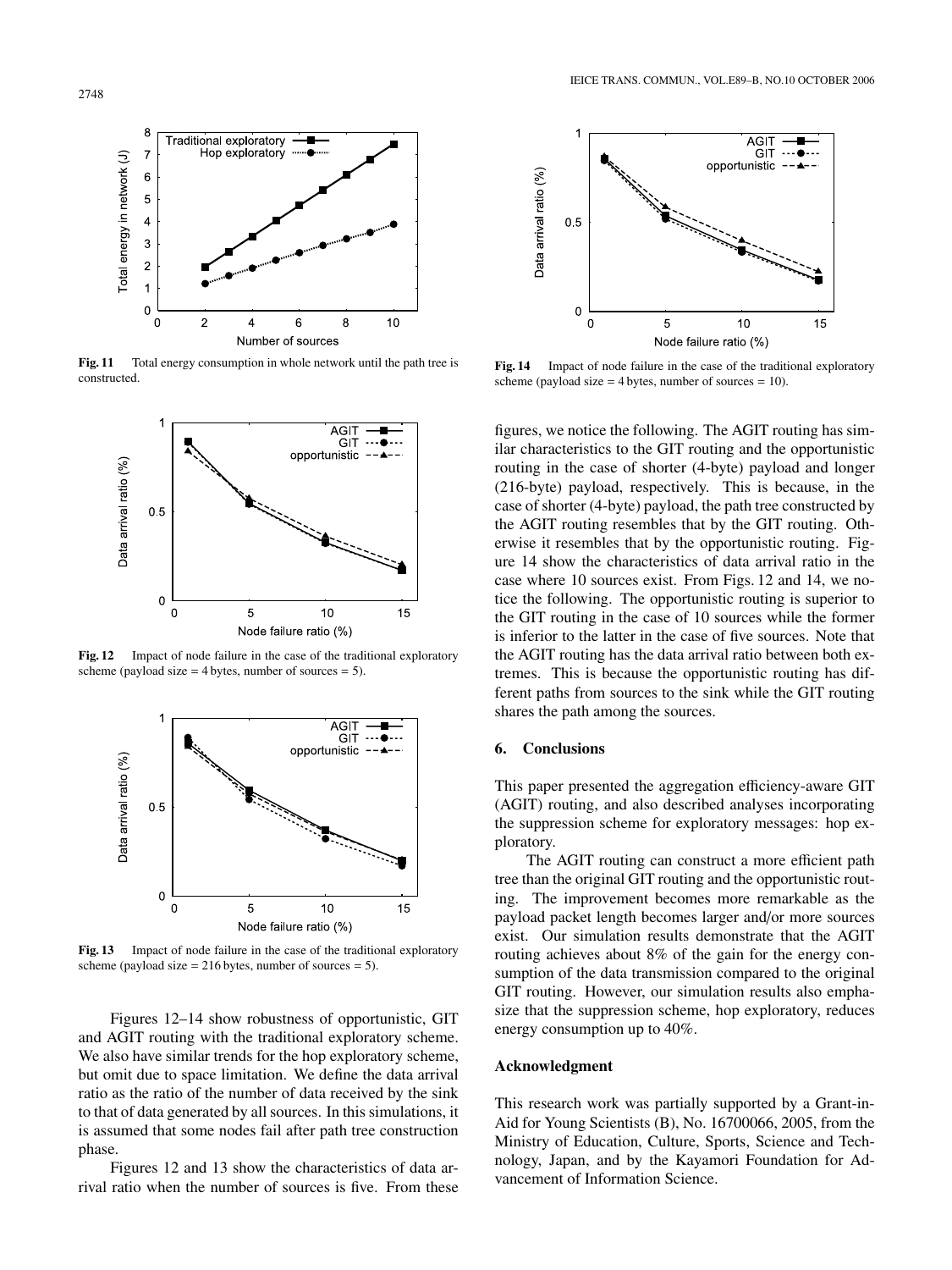Fig. 11 Total energy consumption in whole network until the path tree is constructed.

Fig. 12 Impact of node failure in the case of the traditional exploratory scheme (payload size = 4 bytes, number of sources = 5).

Fig. 13 Impact of node failure in the case of the traditional exploratory scheme (payload size = 216 bytes, number of sources = 5).

Figures 12–14 show robustness of opportunistic, GIT and AGIT routing with the traditional exploratory scheme. We also have similar trends for the hop exploratory scheme, but omit due to space limitation. We define the data arrival ratio as the ratio of the number of data received by the sink to that of data generated by all sources. In this simulations, it is assumed that some nodes fail after path tree construction phase.

Figures 12 and 13 show the characteristics of data arrival ratio when the number of sources is five. From these figures, we notice the following. The AGIT routing has similar characteristics to the GIT routing and the opportunistic routing in the case of shorter (4-byte) payload and longer (216-byte) payload, respectively. This is because, in the case of shorter (4-byte) payload, the path tree constructed by the AGIT routing resembles that by the GIT routing. Otherwise it resembles that by the opportunistic routing. Figure 14 show the characteristics of data arrival ratio in the case where 10 sources exist. From Figs. 12 and 14, we notice the following. The opportunistic routing is superior to the GIT routing in the case of 10 sources while the former is inferior to the latter in the case of five sources. Note that the AGIT routing has the data arrival ratio between both extremes. This is because the opportunistic routing has different paths from sources to the sink while the GIT routing shares the path among the sources.

Fig. 14 Impact of node failure in the case of the traditional exploratory scheme (payload size = 4 bytes, number of sources = 10).

## 6. Conclusions

This paper presented the aggregation efficiency-aware GIT (AGIT) routing, and also described analyses incorporating the suppression scheme for exploratory messages: hop exploratory.

The AGIT routing can construct a more efficient path tree than the original GIT routing and the opportunistic routing. The improvement becomes more remarkable as the payload packet length becomes larger and/or more sources exist. Our simulation results demonstrate that the AGIT routing achieves about 8% of the gain for the energy consumption of the data transmission compared to the original GIT routing. However, our simulation results also emphasize that the suppression scheme, hop exploratory, reduces energy consumption up to 40%.

## Acknowledgment

This research work was partially supported by a Grant-in-Aid for Young Scientists (B), No. 16700066, 2005, from the Ministry of Education, Culture, Sports, Science and Technology, Japan, and by the Kayamori Foundation for Advancement of Information Science.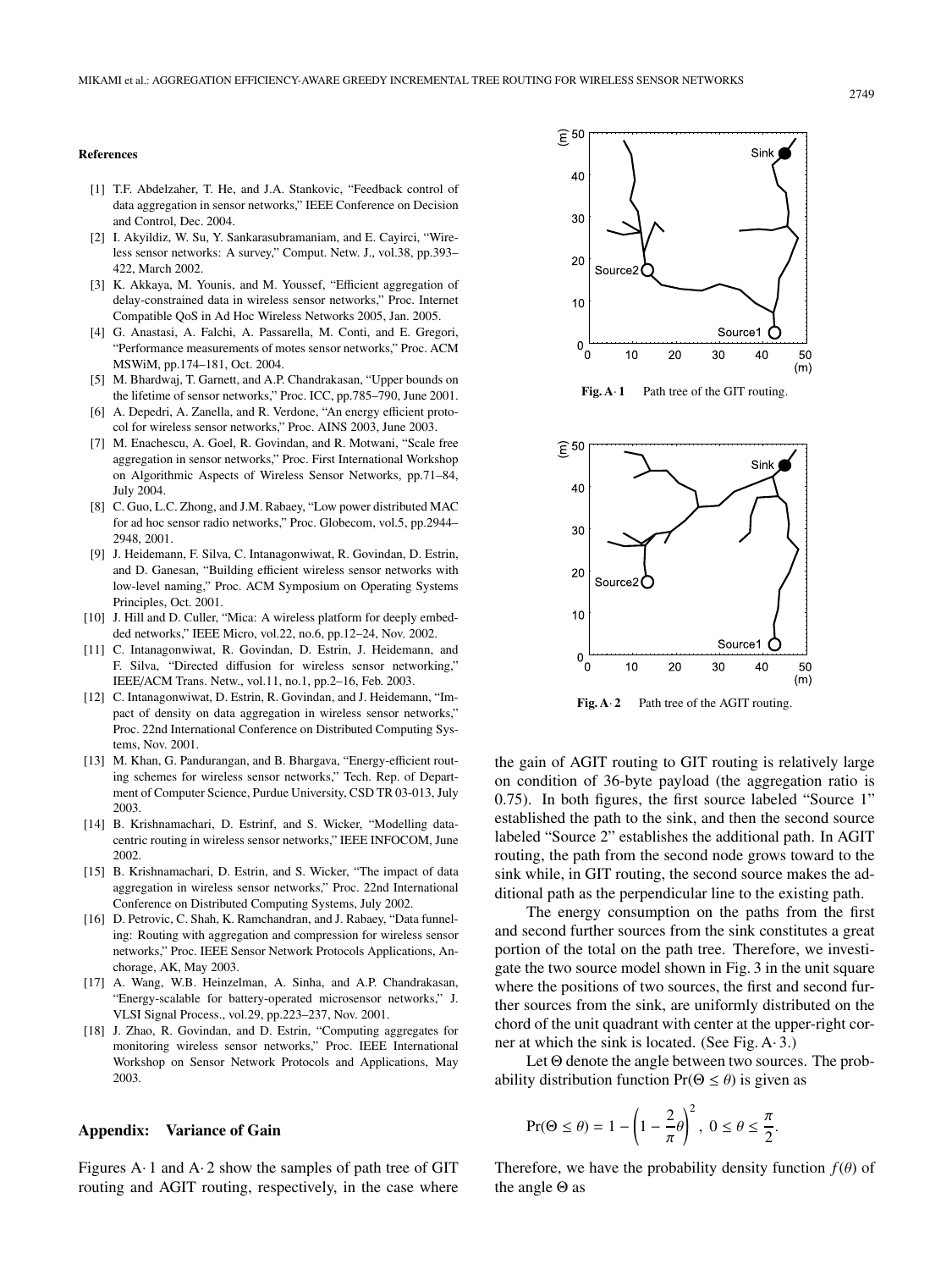## References

[1] T.F. Abdelzaher, T. He, and J.A. Stankovic, "Feedback control of data aggregation in sensor networks," IEEE Conference on Decision and Control, Dec. 2004.

[2] I. Akyildiz, W. Su, Y. Sankarasubramaniam, and E. Cayirci, "Wireless sensor networks: A survey," Comput. Netw. J., vol.38, pp.393–422, March 2002.

[3] K. Akkaya, M. Younis, and M. Youssef, "Efficient aggregation of delay-constrained data in wireless sensor networks," Proc. Internet Compatible QoS in Ad Hoc Wireless Networks 2005, Jan. 2005.

[4] G. Anastasi, A. Falchi, A. Passarella, M. Conti, and E. Gregori, "Performance measurements of motes sensor networks," Proc. ACM MSWiM, pp.174–181, Oct. 2004.

[5] M. Bhardwaj, T. Garnett, and A.P. Chandrakasan, "Upper bounds on the lifetime of sensor networks," Proc. ICC, pp.785–790, June 2001.

[6] A. Depedri, A. Zanella, and R. Verdone, "An energy efficient protocol for wireless sensor networks," Proc. AINS 2003, June 2003.

[7] M. Enachescu, A. Goel, R. Govindan, and R. Motwani, "Scale free aggregation in sensor networks," Proc. First International Workshop on Algorithmic Aspects of Wireless Sensor Networks, pp.71–84, July 2004.

[8] C. Guo, L.C. Zhong, and J.M. Rabaey, "Low power distributed MAC for ad hoc sensor radio networks," Proc. Globecom, vol.5, pp.2944–2948, 2001.

[9] J. Heidemann, F. Silva, C. Intanagonwiwat, R. Govindan, D. Estrin, and D. Ganesan, "Building efficient wireless sensor networks with low-level naming," Proc. ACM Symposium on Operating Systems Principles, Oct. 2001.

[10] J. Hill and D. Culler, "Mica: A wireless platform for deeply embedded networks," IEEE Micro, vol.22, no.6, pp.12–24, Nov. 2002.

[11] C. Intanagonwiwat, R. Govindan, D. Estrin, J. Heidemann, and F. Silva, "Directed diffusion for wireless sensor networking," IEEE/ACM Trans. Netw., vol.11, no.1, pp.2–16, Feb. 2003.

[12] C. Intanagonwiwat, D. Estrin, R. Govindan, and J. Heidemann, "Impact of density on data aggregation in wireless sensor networks," Proc. 22nd International Conference on Distributed Computing Systems, Nov. 2001.

[13] M. Khan, G. Pandurangan, and B. Bhargava, "Energy-efficient routing schemes for wireless sensor networks," Tech. Rep. of Department of Computer Science, Purdue University, CSD TR 03-013, July 2003.

[14] B. Krishnamachari, D. Estrinf, and S. Wicker, "Modelling data-centric routing in wireless sensor networks," IEEE INFOCOM, June 2002.

[15] B. Krishnamachari, D. Estrin, and S. Wicker, "The impact of data aggregation in wireless sensor networks," Proc. 22nd International Conference on Distributed Computing Systems, July 2002.

[16] D. Petrovic, C. Shah, K. Ramchandran, and J. Rabaey, "Data funneling: Routing with aggregation and compression for wireless sensor networks," Proc. IEEE Sensor Network Protocols Applications, Anchorage, AK, May 2003.

[17] A. Wang, W.B. Heinzelman, A. Sinha, and A.P. Chandrakasan, "Energy-scalable for battery-operated microsensor networks," J. VLSI Signal Process., vol.29, pp.223–237, Nov. 2001.

[18] J. Zhao, R. Govindan, and D. Estrin, "Computing aggregates for monitoring wireless sensor networks," Proc. IEEE International Workshop on Sensor Network Protocols and Applications, May 2003.

## Appendix: Variance of Gain

Figures A· 1 and A· 2 show the samples of path tree of GIT routing and AGIT routing, respectively, in the case where the gain of AGIT routing to GIT routing is relatively large on condition of 36-byte payload (the aggregation ratio is 0.75). In both figures, the first source labeled "Source 1" established the path to the sink, and then the second source labeled "Source 2" establishes the additional path. In AGIT routing, the path from the second node grows toward to the sink while, in GIT routing, the second source makes the additional path as the perpendicular line to the existing path.

**Fig. A· 1** Path tree of the GIT routing.

**Fig. A· 2** Path tree of the AGIT routing.

The energy consumption on the paths from the first and second further sources from the sink constitutes a great portion of the total on the path tree. Therefore, we investigate the two source model shown in Fig. 3 in the unit square where the positions of two sources, the first and second further sources from the sink, are uniformly distributed on the chord of the unit quadrant with center at the upper-right corner at which the sink is located. (See Fig. A· 3.)

Let $\Theta$ denote the angle between two sources. The probability distribution function $\Pr(\Theta \leq \theta)$ is given as

$$\Pr(\Theta \leq \theta) = 1 - \left(1 - \frac{2}{\pi}\theta\right)^2, \; 0 \leq \theta \leq \frac{\pi}{2}.$$

Therefore, we have the probability density function $f(\theta)$ of the angle $\Theta$ as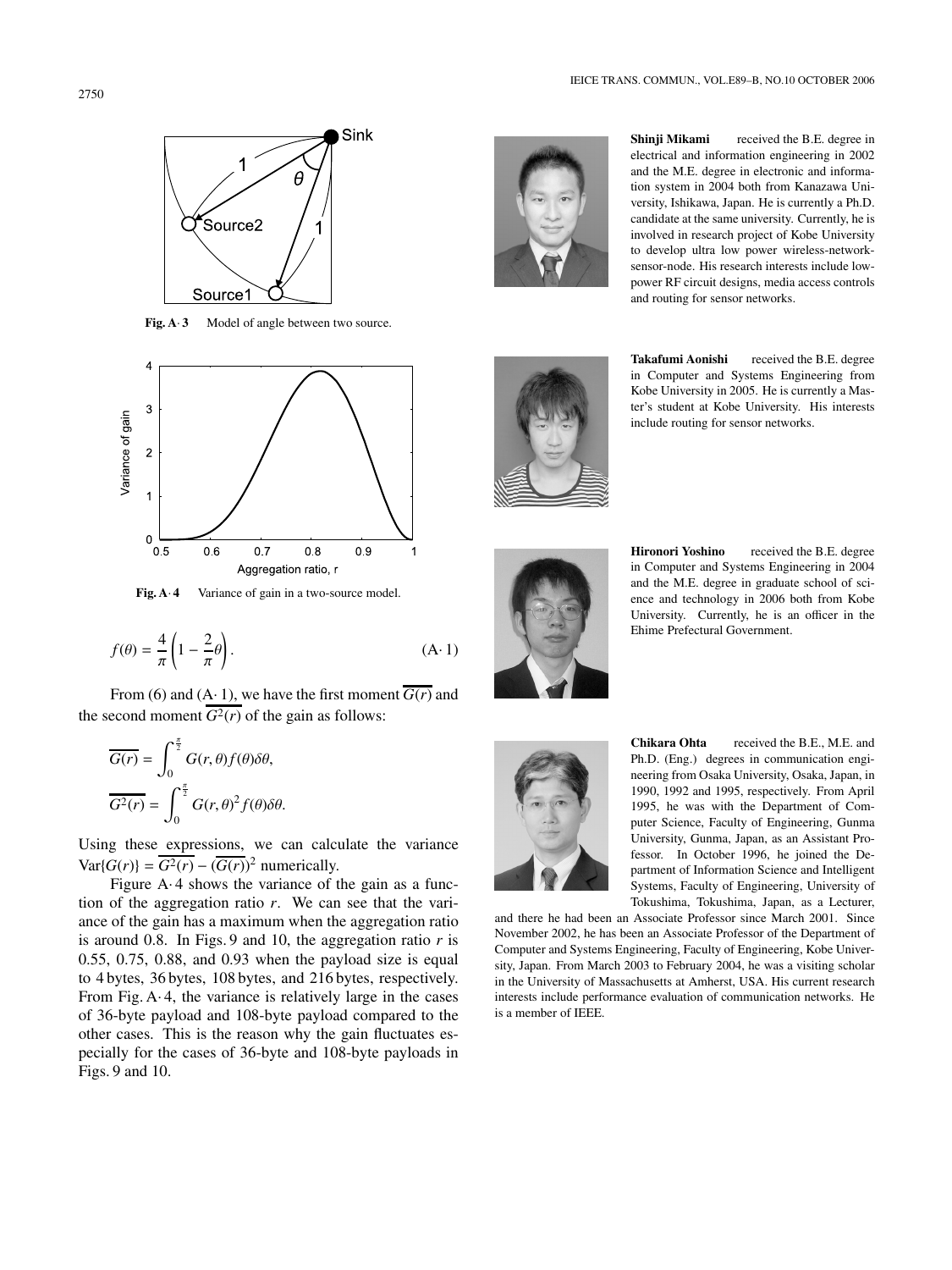Fig. A·3 Model of angle between two source.

Fig. A·4 Variance of gain in a two-source model.

$$f(\theta) = \frac{4}{\pi}\left(1 - \frac{2}{\pi}\theta\right). \tag{A·1}$$

From (6) and (A·1), we have the first moment $\overline{G(r)}$ and the second moment $\overline{G^2(r)}$ of the gain as follows:

$$\overline{G(r)} = \int_0^{\frac{\pi}{2}} G(r,\theta) f(\theta) \delta\theta,$$

$$\overline{G^2(r)} = \int_0^{\frac{\pi}{2}} G(r,\theta)^2 f(\theta) \delta\theta.$$

Using these expressions, we can calculate the variance $\mathrm{Var}\{G(r)\} = \overline{G^2(r)} - (\overline{G(r)})^2$ numerically.

Figure A·4 shows the variance of the gain as a function of the aggregation ratio $r$. We can see that the variance of the gain has a maximum when the aggregation ratio is around 0.8. In Figs. 9 and 10, the aggregation ratio $r$ is 0.55, 0.75, 0.88, and 0.93 when the payload size is equal to 4 bytes, 36 bytes, 108 bytes, and 216 bytes, respectively. From Fig. A·4, the variance is relatively large in the cases of 36-byte payload and 108-byte payload compared to the other cases. This is the reason why the gain fluctuates especially for the cases of 36-byte and 108-byte payloads in Figs. 9 and 10.

**Shinji Mikami** received the B.E. degree in electrical and information engineering in 2002 and the M.E. degree in electronic and information system in 2004 both from Kanazawa University, Ishikawa, Japan. He is currently a Ph.D. candidate at the same university. Currently, he is involved in research project of Kobe University to develop ultra low power wireless-network-sensor-node. His research interests include low-power RF circuit designs, media access controls and routing for sensor networks.

**Takafumi Aonishi** received the B.E. degree in Computer and Systems Engineering from Kobe University in 2005. He is currently a Master's student at Kobe University. His interests include routing for sensor networks.

**Hironori Yoshino** received the B.E. degree in Computer and Systems Engineering in 2004 and the M.E. degree in graduate school of science and technology in 2006 both from Kobe University. Currently, he is an officer in the Ehime Prefectural Government.

**Chikara Ohta** received the B.E., M.E. and Ph.D. (Eng.) degrees in communication engineering from Osaka University, Osaka, Japan, in 1990, 1992 and 1995, respectively. From April 1995, he was with the Department of Computer Science, Faculty of Engineering, Gunma University, Gunma, Japan, as an Assistant Professor. In October 1996, he joined the Department of Information Science and Intelligent Systems, Faculty of Engineering, University of Tokushima, Tokushima, Japan, as a Lecturer, and there he had been an Associate Professor since March 2001. Since November 2002, he has been an Associate Professor of the Department of Computer and Systems Engineering, Faculty of Engineering, Kobe University, Japan. From March 2003 to February 2004, he was a visiting scholar in the University of Massachusetts at Amherst, USA. His current research interests include performance evaluation of communication networks. He is a member of IEEE.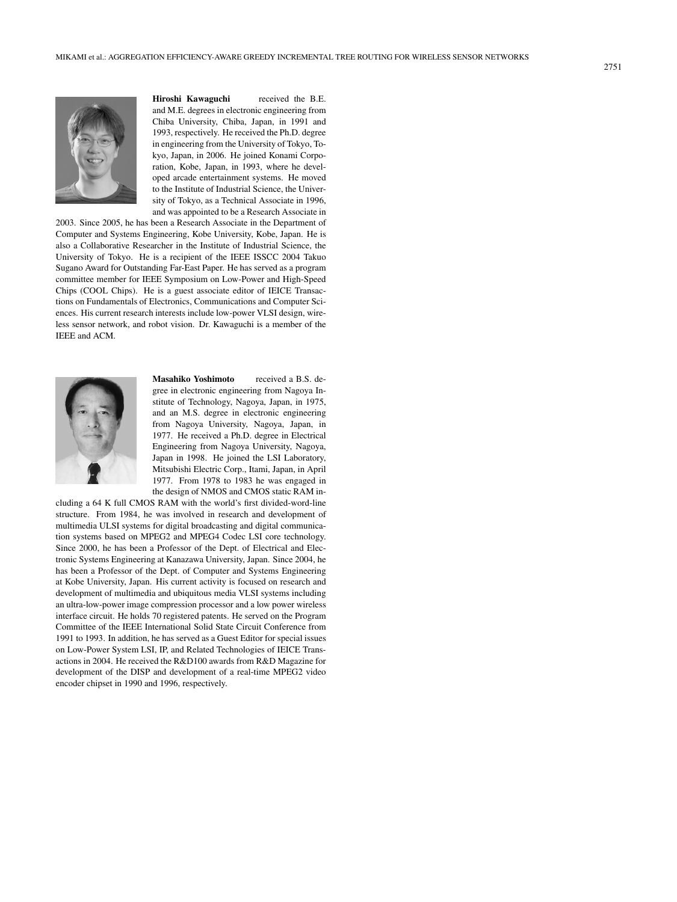**Hiroshi Kawaguchi** received the B.E. and M.E. degrees in electronic engineering from Chiba University, Chiba, Japan, in 1991 and 1993, respectively. He received the Ph.D. degree in engineering from the University of Tokyo, Tokyo, Japan, in 2006. He joined Konami Corporation, Kobe, Japan, in 1993, where he developed arcade entertainment systems. He moved to the Institute of Industrial Science, the University of Tokyo, as a Technical Associate in 1996, and was appointed to be a Research Associate in 2003. Since 2005, he has been a Research Associate in the Department of Computer and Systems Engineering, Kobe University, Kobe, Japan. He is also a Collaborative Researcher in the Institute of Industrial Science, the University of Tokyo. He is a recipient of the IEEE ISSCC 2004 Takuo Sugano Award for Outstanding Far-East Paper. He has served as a program committee member for IEEE Symposium on Low-Power and High-Speed Chips (COOL Chips). He is a guest associate editor of IEICE Transactions on Fundamentals of Electronics, Communications and Computer Sciences. His current research interests include low-power VLSI design, wireless sensor network, and robot vision. Dr. Kawaguchi is a member of the IEEE and ACM.

**Masahiko Yoshimoto** received a B.S. degree in electronic engineering from Nagoya Institute of Technology, Nagoya, Japan, in 1975, and an M.S. degree in electronic engineering from Nagoya University, Nagoya, Japan, in 1977. He received a Ph.D. degree in Electrical Engineering from Nagoya University, Nagoya, Japan in 1998. He joined the LSI Laboratory, Mitsubishi Electric Corp., Itami, Japan, in April 1977. From 1978 to 1983 he was engaged in the design of NMOS and CMOS static RAM including a 64 K full CMOS RAM with the world's first divided-word-line structure. From 1984, he was involved in research and development of multimedia ULSI systems for digital broadcasting and digital communication systems based on MPEG2 and MPEG4 Codec LSI core technology. Since 2000, he has been a Professor of the Dept. of Electrical and Electronic Systems Engineering at Kanazawa University, Japan. Since 2004, he has been a Professor of the Dept. of Computer and Systems Engineering at Kobe University, Japan. His current activity is focused on research and development of multimedia and ubiquitous media VLSI systems including an ultra-low-power image compression processor and a low power wireless interface circuit. He holds 70 registered patents. He served on the Program Committee of the IEEE International Solid State Circuit Conference from 1991 to 1993. In addition, he has served as a Guest Editor for special issues on Low-Power System LSI, IP, and Related Technologies of IEICE Transactions in 2004. He received the R&D100 awards from R&D Magazine for development of the DISP and development of a real-time MPEG2 video encoder chipset in 1990 and 1996, respectively.